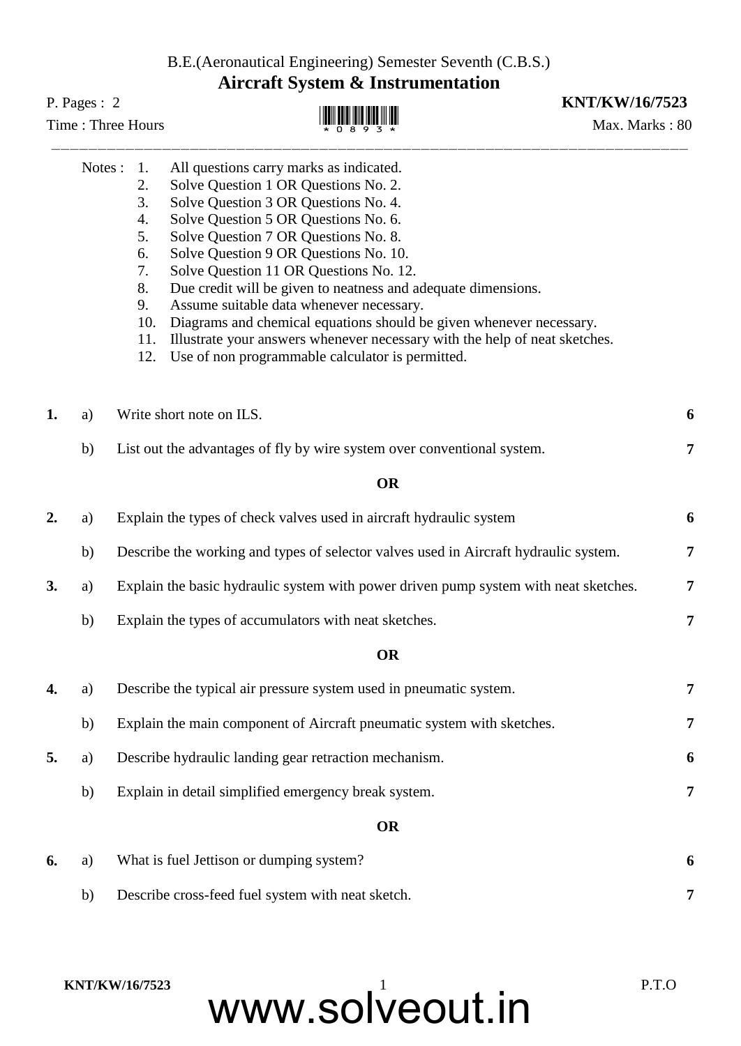B.E.(Aeronautical Engineering) Semester Seventh (C.B.S.)

# Aircraft System & Instrumentation

P. Pages : 2 **KNT/KW/16/7523**

Time : Three Hours Max. Marks : 80

---

Notes :
1. All questions carry marks as indicated.
2. Solve Question 1 OR Questions No. 2.
3. Solve Question 3 OR Questions No. 4.
4. Solve Question 5 OR Questions No. 6.
5. Solve Question 7 OR Questions No. 8.
6. Solve Question 9 OR Questions No. 10.
7. Solve Question 11 OR Questions No. 12.
8. Due credit will be given to neatness and adequate dimensions.
9. Assume suitable data whenever necessary.
10. Diagrams and chemical equations should be given whenever necessary.
11. Illustrate your answers whenever necessary with the help of neat sketches.
12. Use of non programmable calculator is permitted.

**1.** a) Write short note on ILS. **6**

b) List out the advantages of fly by wire system over conventional system. **7**

**OR**

**2.** a) Explain the types of check valves used in aircraft hydraulic system **6**

b) Describe the working and types of selector valves used in Aircraft hydraulic system. **7**

**3.** a) Explain the basic hydraulic system with power driven pump system with neat sketches. **7**

b) Explain the types of accumulators with neat sketches. **7**

**OR**

**4.** a) Describe the typical air pressure system used in pneumatic system. **7**

b) Explain the main component of Aircraft pneumatic system with sketches. **7**

**5.** a) Describe hydraulic landing gear retraction mechanism. **6**

b) Explain in detail simplified emergency break system. **7**

**OR**

**6.** a) What is fuel Jettison or dumping system? **6**

b) Describe cross-feed fuel system with neat sketch. **7**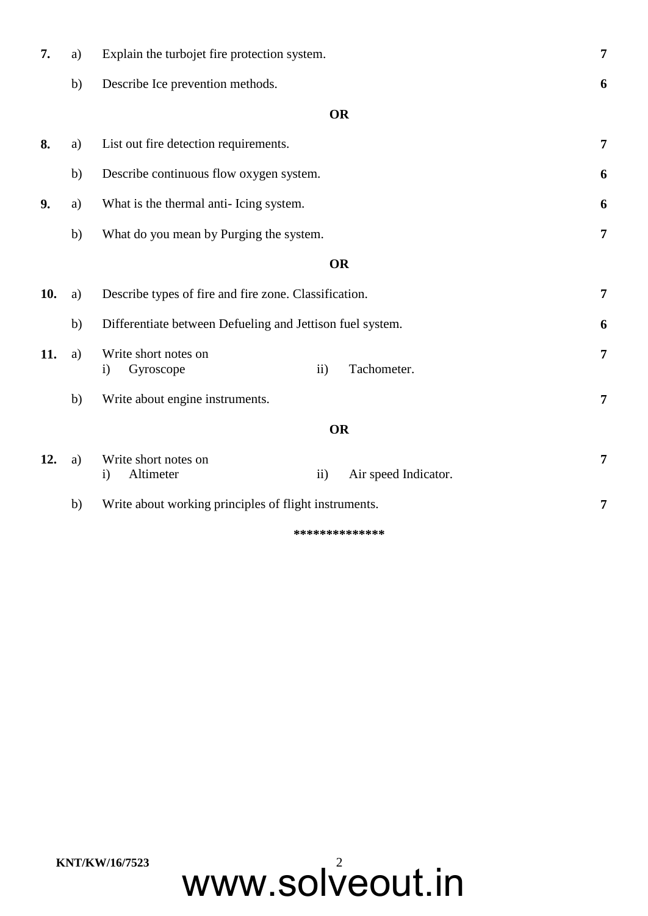| | | | |
|---|---|---|---|
| **7.** | a) | Explain the turbojet fire protection system. | **7** |
| | b) | Describe Ice prevention methods. | **6** |

**OR**

| | | | |
|---|---|---|---|
| **8.** | a) | List out fire detection requirements. | **7** |
| | b) | Describe continuous flow oxygen system. | **6** |
| **9.** | a) | What is the thermal anti- Icing system. | **6** |
| | b) | What do you mean by Purging the system. | **7** |

**OR**

| | | | |
|---|---|---|---|
| **10.** | a) | Describe types of fire and fire zone. Classification. | **7** |
| | b) | Differentiate between Defueling and Jettison fuel system. | **6** |
| **11.** | a) | Write short notes on<br>i) Gyroscope ii) Tachometer. | **7** |
| | b) | Write about engine instruments. | **7** |

**OR**

| | | | |
|---|---|---|---|
| **12.** | a) | Write short notes on<br>i) Altimeter ii) Air speed Indicator. | **7** |
| | b) | Write about working principles of flight instruments. | **7** |

**************